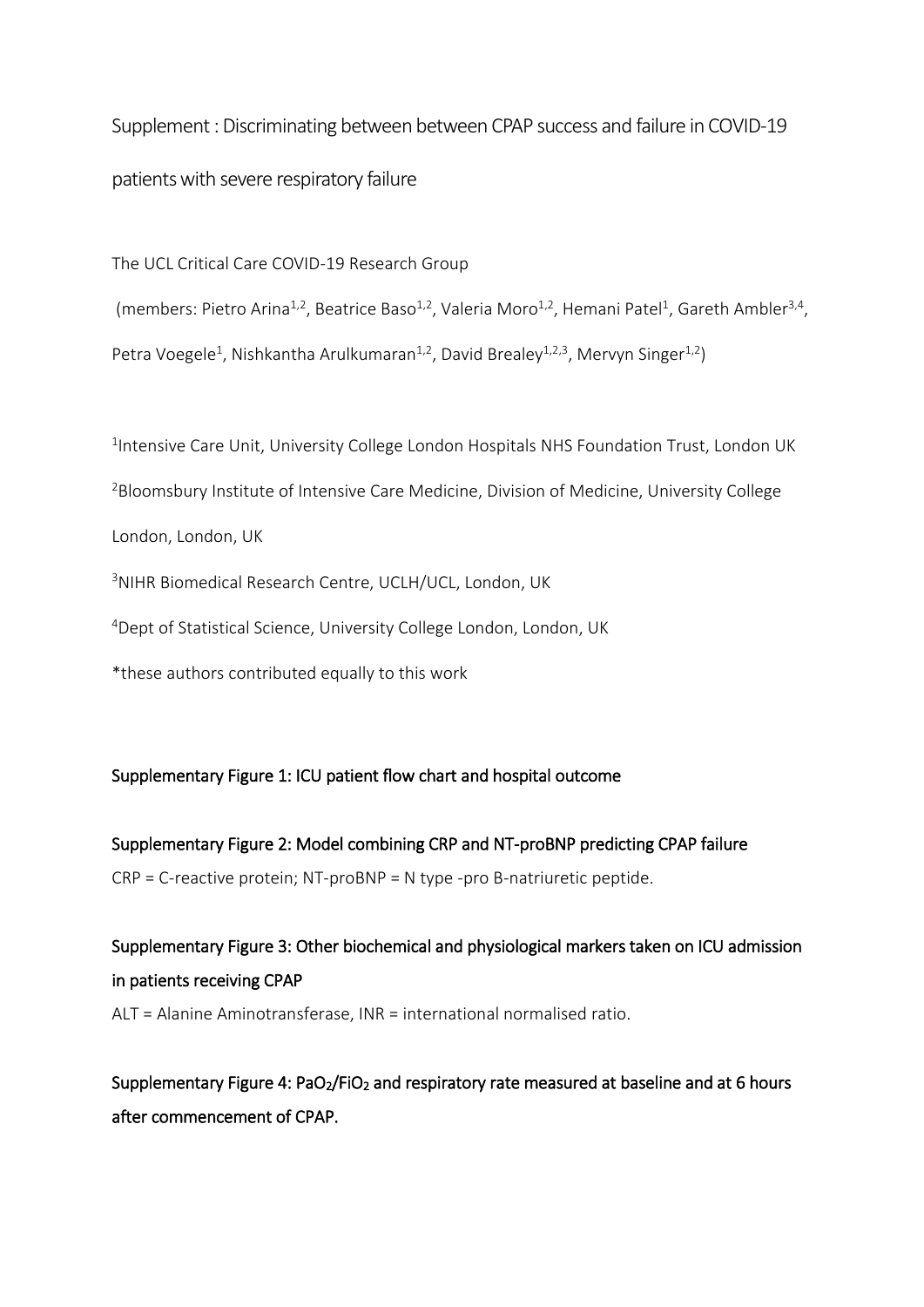# Supplement : Discriminating between between CPAP success and failure in COVID-19 patients with severe respiratory failure

The UCL Critical Care COVID-19 Research Group

(members: Pietro Arina[1,2], Beatrice Baso[1,2], Valeria Moro[1,2], Hemani Patel[1], Gareth Ambler[3,4], Petra Voegele[1], Nishkantha Arulkumaran[1,2], David Brealey[1,2,3], Mervyn Singer[1,2])

[1]Intensive Care Unit, University College London Hospitals NHS Foundation Trust, London UK

[2]Bloomsbury Institute of Intensive Care Medicine, Division of Medicine, University College London, London, UK

[3]NIHR Biomedical Research Centre, UCLH/UCL, London, UK

[4]Dept of Statistical Science, University College London, London, UK

*these authors contributed equally to this work

**Supplementary Figure 1: ICU patient flow chart and hospital outcome**

**Supplementary Figure 2: Model combining CRP and NT-proBNP predicting CPAP failure**

CRP = C-reactive protein; NT-proBNP = N type -pro B-natriuretic peptide.

**Supplementary Figure 3: Other biochemical and physiological markers taken on ICU admission in patients receiving CPAP**

ALT = Alanine Aminotransferase, INR = international normalised ratio.

**Supplementary Figure 4: $PaO_2/FiO_2$ and respiratory rate measured at baseline and at 6 hours after commencement of CPAP.**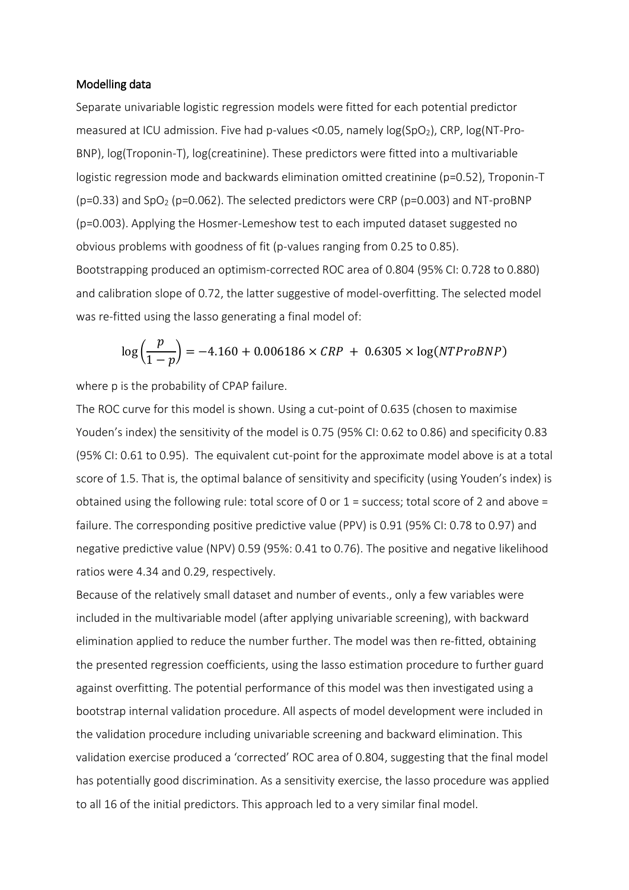Modelling data

Separate univariable logistic regression models were fitted for each potential predictor measured at ICU admission. Five had p-values <0.05, namely log($SpO_2$), CRP, log(NT-Pro-BNP), log(Troponin-T), log(creatinine). These predictors were fitted into a multivariable logistic regression mode and backwards elimination omitted creatinine (p=0.52), Troponin-T (p=0.33) and $SpO_2$ (p=0.062). The selected predictors were CRP (p=0.003) and NT-proBNP (p=0.003). Applying the Hosmer-Lemeshow test to each imputed dataset suggested no obvious problems with goodness of fit (p-values ranging from 0.25 to 0.85).
Bootstrapping produced an optimism-corrected ROC area of 0.804 (95% CI: 0.728 to 0.880) and calibration slope of 0.72, the latter suggestive of model-overfitting. The selected model was re-fitted using the lasso generating a final model of:

$$\log\left(\frac{p}{1-p}\right) = -4.160 + 0.006186 \times CRP \; + \; 0.6305 \times \log(NTProBNP)$$

where p is the probability of CPAP failure.

The ROC curve for this model is shown. Using a cut-point of 0.635 (chosen to maximise Youden's index) the sensitivity of the model is 0.75 (95% CI: 0.62 to 0.86) and specificity 0.83 (95% CI: 0.61 to 0.95). The equivalent cut-point for the approximate model above is at a total score of 1.5. That is, the optimal balance of sensitivity and specificity (using Youden's index) is obtained using the following rule: total score of 0 or 1 = success; total score of 2 and above = failure. The corresponding positive predictive value (PPV) is 0.91 (95% CI: 0.78 to 0.97) and negative predictive value (NPV) 0.59 (95%: 0.41 to 0.76). The positive and negative likelihood ratios were 4.34 and 0.29, respectively.

Because of the relatively small dataset and number of events., only a few variables were included in the multivariable model (after applying univariable screening), with backward elimination applied to reduce the number further. The model was then re-fitted, obtaining the presented regression coefficients, using the lasso estimation procedure to further guard against overfitting. The potential performance of this model was then investigated using a bootstrap internal validation procedure. All aspects of model development were included in the validation procedure including univariable screening and backward elimination. This validation exercise produced a 'corrected' ROC area of 0.804, suggesting that the final model has potentially good discrimination. As a sensitivity exercise, the lasso procedure was applied to all 16 of the initial predictors. This approach led to a very similar final model.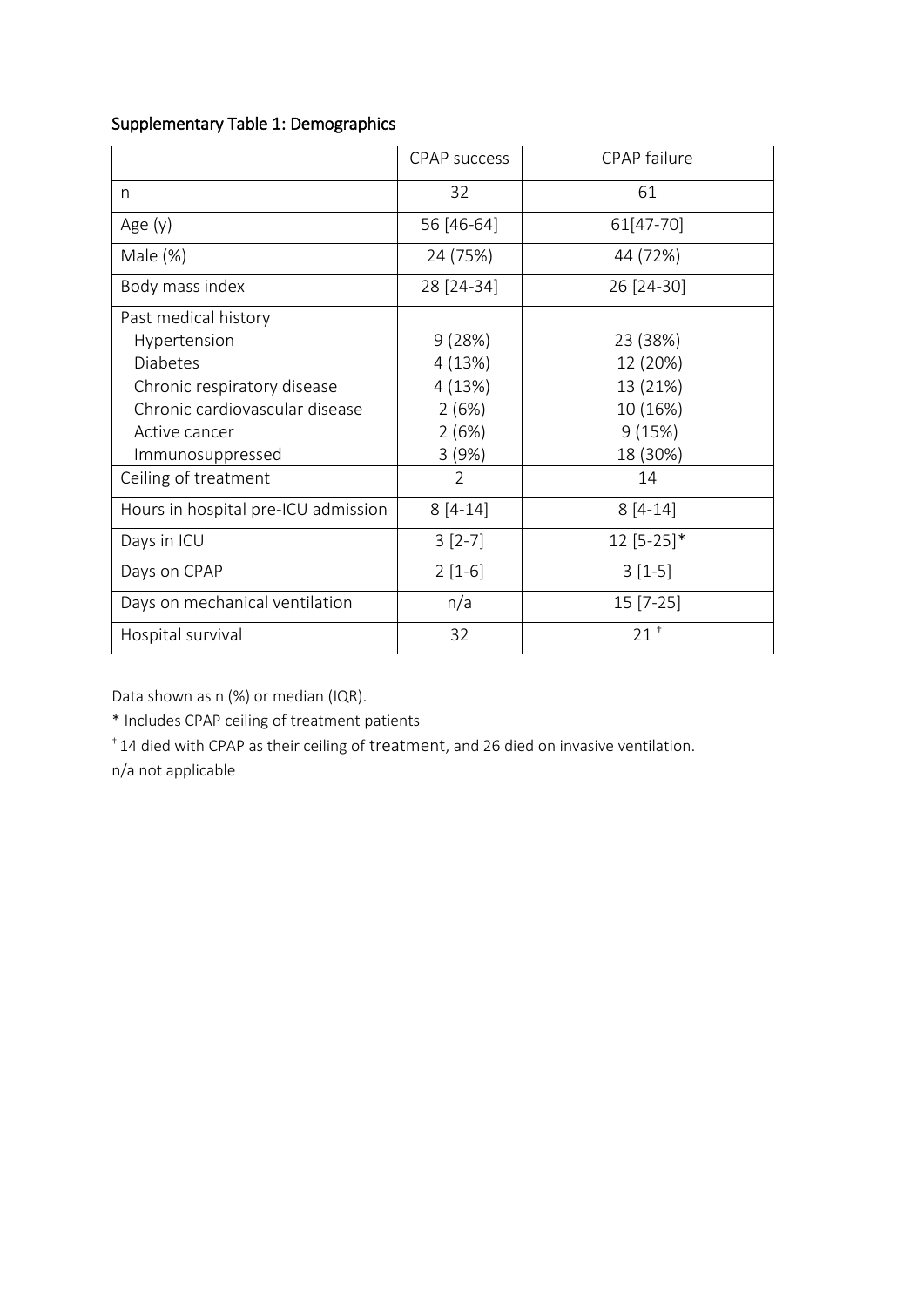Supplementary Table 1: Demographics

| | CPAP success | CPAP failure |
|---|---|---|
| n | 32 | 61 |
| Age (y) | 56 [46-64] | 61[47-70] |
| Male (%) | 24 (75%) | 44 (72%) |
| Body mass index | 28 [24-34] | 26 [24-30] |
| Past medical history | | |
| Hypertension | 9 (28%) | 23 (38%) |
| Diabetes | 4 (13%) | 12 (20%) |
| Chronic respiratory disease | 4 (13%) | 13 (21%) |
| Chronic cardiovascular disease | 2 (6%) | 10 (16%) |
| Active cancer | 2 (6%) | 9 (15%) |
| Immunosuppressed | 3 (9%) | 18 (30%) |
| Ceiling of treatment | 2 | 14 |
| Hours in hospital pre-ICU admission | 8 [4-14] | 8 [4-14] |
| Days in ICU | 3 [2-7] | 12 [5-25]* |
| Days on CPAP | 2 [1-6] | 3 [1-5] |
| Days on mechanical ventilation | n/a | 15 [7-25] |
| Hospital survival | 32 | 21 † |

Data shown as n (%) or median (IQR).

* Includes CPAP ceiling of treatment patients

† 14 died with CPAP as their ceiling of treatment, and 26 died on invasive ventilation.

n/a not applicable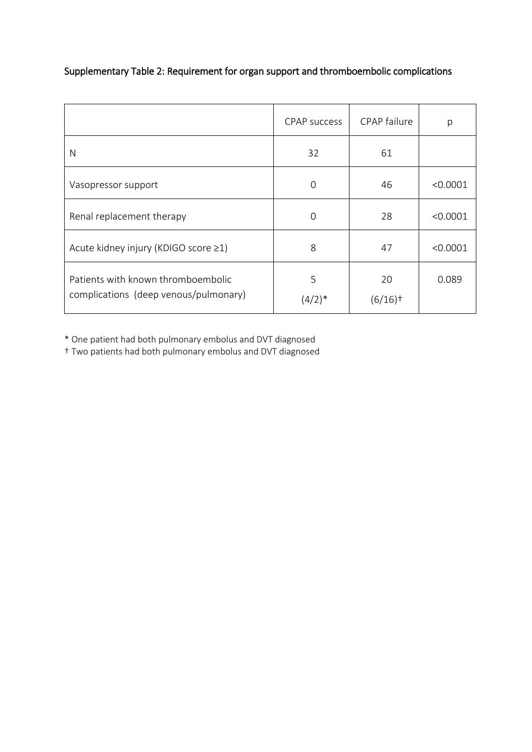Supplementary Table 2: Requirement for organ support and thromboembolic complications

| | CPAP success | CPAP failure | p |
|---|---|---|---|
| N | 32 | 61 | |
| Vasopressor support | 0 | 46 | <0.0001 |
| Renal replacement therapy | 0 | 28 | <0.0001 |
| Acute kidney injury (KDIGO score ≥1) | 8 | 47 | <0.0001 |
| Patients with known thromboembolic complications (deep venous/pulmonary) | 5 (4/2)* | 20 (6/16)† | 0.089 |

* One patient had both pulmonary embolus and DVT diagnosed

† Two patients had both pulmonary embolus and DVT diagnosed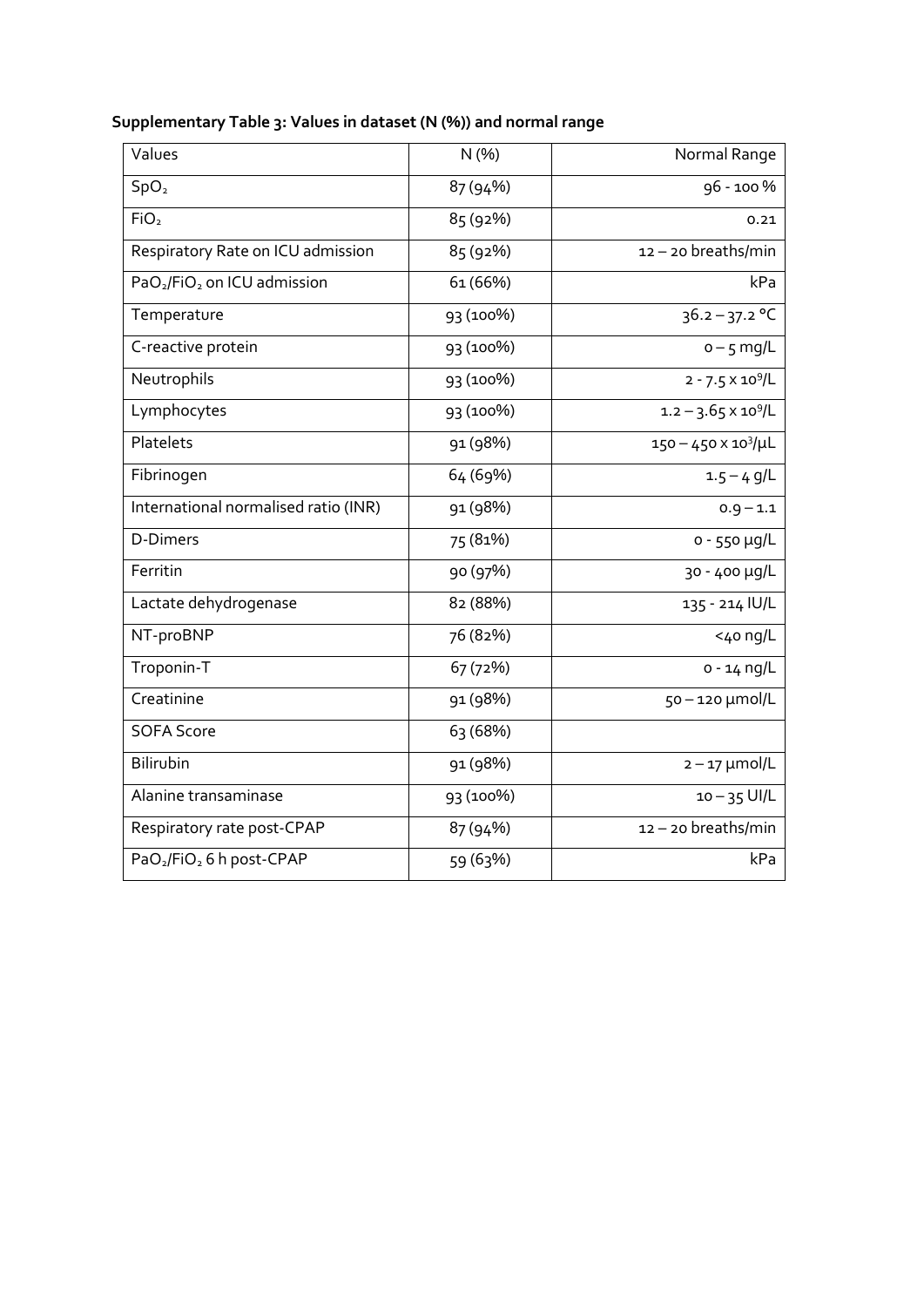**Supplementary Table 3: Values in dataset (N (%)) and normal range**

| Values | N (%) | Normal Range |
|---|---|---|
| $SpO_2$ | 87 (94%) | 96 - 100 % |
| $FiO_2$ | 85 (92%) | 0.21 |
| Respiratory Rate on ICU admission | 85 (92%) | 12 – 20 breaths/min |
| $PaO_2/FiO_2$ on ICU admission | 61 (66%) | kPa |
| Temperature | 93 (100%) | 36.2 – 37.2 °C |
| C-reactive protein | 93 (100%) | 0 – 5 mg/L |
| Neutrophils | 93 (100%) | 2 - 7.5 x $10^9$/L |
| Lymphocytes | 93 (100%) | 1.2 – 3.65 x $10^9$/L |
| Platelets | 91 (98%) | 150 – 450 x $10^3$/µL |
| Fibrinogen | 64 (69%) | 1.5 – 4 g/L |
| International normalised ratio (INR) | 91 (98%) | 0.9 – 1.1 |
| D-Dimers | 75 (81%) | 0 - 550 µg/L |
| Ferritin | 90 (97%) | 30 - 400 µg/L |
| Lactate dehydrogenase | 82 (88%) | 135 - 214 IU/L |
| NT-proBNP | 76 (82%) | <40 ng/L |
| Troponin-T | 67 (72%) | 0 - 14 ng/L |
| Creatinine | 91 (98%) | 50 – 120 µmol/L |
| SOFA Score | 63 (68%) | |
| Bilirubin | 91 (98%) | 2 – 17 µmol/L |
| Alanine transaminase | 93 (100%) | 10 – 35 UI/L |
| Respiratory rate post-CPAP | 87 (94%) | 12 – 20 breaths/min |
| $PaO_2/FiO_2$ 6 h post-CPAP | 59 (63%) | kPa |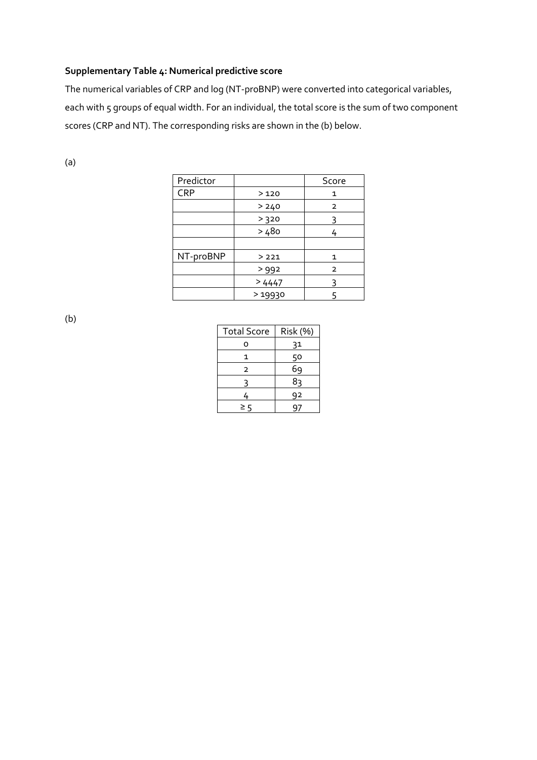**Supplementary Table 4: Numerical predictive score**

The numerical variables of CRP and log (NT-proBNP) were converted into categorical variables, each with 5 groups of equal width. For an individual, the total score is the sum of two component scores (CRP and NT). The corresponding risks are shown in the (b) below.

(a)

| Predictor | | Score |
|---|---|---|
| CRP | > 120 | 1 |
| | > 240 | 2 |
| | > 320 | 3 |
| | > 480 | 4 |
| | | |
| NT-proBNP | > 221 | 1 |
| | > 992 | 2 |
| | > 4447 | 3 |
| | > 19930 | 5 |

(b)

| Total Score | Risk (%) |
|---|---|
| 0 | 31 |
| 1 | 50 |
| 2 | 69 |
| 3 | 83 |
| 4 | 92 |
| ≥ 5 | 97 |